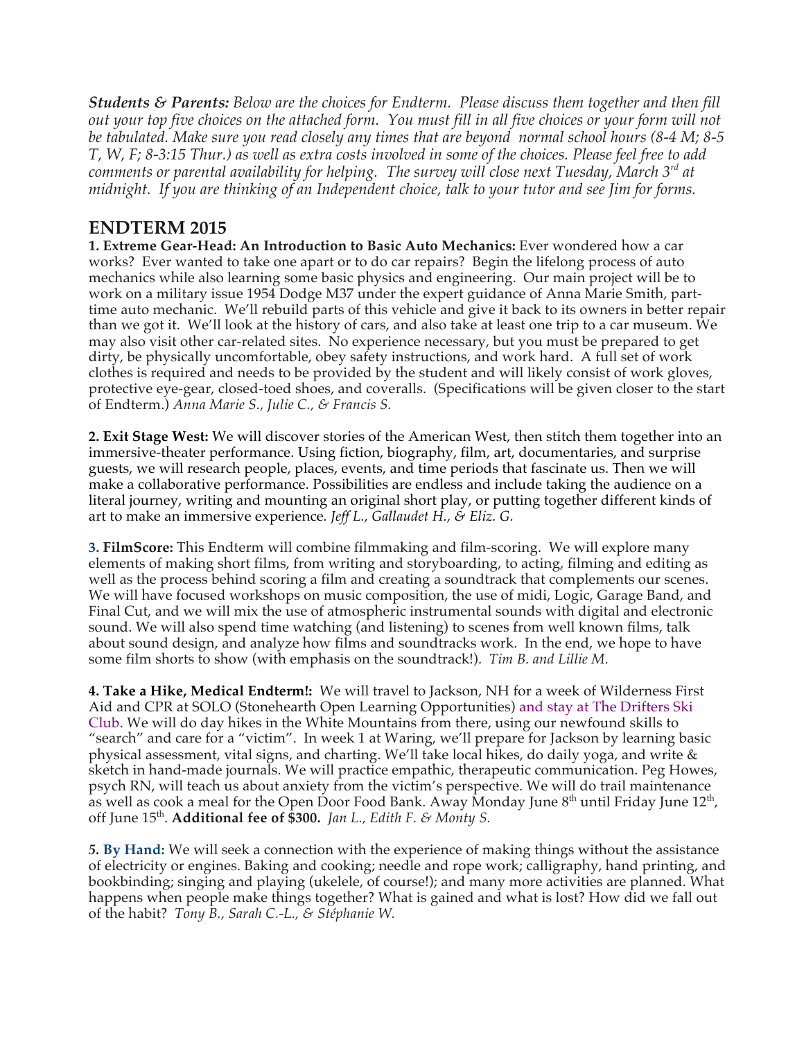***Students & Parents:*** *Below are the choices for Endterm. Please discuss them together and then fill out your top five choices on the attached form. You must fill in all five choices or your form will not be tabulated. Make sure you read closely any times that are beyond normal school hours (8-4 M; 8-5 T, W, F; 8-3:15 Thur.) as well as extra costs involved in some of the choices. Please feel free to add comments or parental availability for helping. The survey will close next Tuesday, March 3rd at midnight. If you are thinking of an Independent choice, talk to your tutor and see Jim for forms.*

## ENDTERM 2015

**1. Extreme Gear-Head: An Introduction to Basic Auto Mechanics:** Ever wondered how a car works? Ever wanted to take one apart or to do car repairs? Begin the lifelong process of auto mechanics while also learning some basic physics and engineering. Our main project will be to work on a military issue 1954 Dodge M37 under the expert guidance of Anna Marie Smith, part-time auto mechanic. We'll rebuild parts of this vehicle and give it back to its owners in better repair than we got it. We'll look at the history of cars, and also take at least one trip to a car museum. We may also visit other car-related sites. No experience necessary, but you must be prepared to get dirty, be physically uncomfortable, obey safety instructions, and work hard. A full set of work clothes is required and needs to be provided by the student and will likely consist of work gloves, protective eye-gear, closed-toed shoes, and coveralls. (Specifications will be given closer to the start of Endterm.) *Anna Marie S., Julie C., & Francis S.*

**2. Exit Stage West:** We will discover stories of the American West, then stitch them together into an immersive-theater performance. Using fiction, biography, film, art, documentaries, and surprise guests, we will research people, places, events, and time periods that fascinate us. Then we will make a collaborative performance. Possibilities are endless and include taking the audience on a literal journey, writing and mounting an original short play, or putting together different kinds of art to make an immersive experience. *Jeff L., Gallaudet H., & Eliz. G.*

**3. FilmScore:** This Endterm will combine filmmaking and film-scoring. We will explore many elements of making short films, from writing and storyboarding, to acting, filming and editing as well as the process behind scoring a film and creating a soundtrack that complements our scenes. We will have focused workshops on music composition, the use of midi, Logic, Garage Band, and Final Cut, and we will mix the use of atmospheric instrumental sounds with digital and electronic sound. We will also spend time watching (and listening) to scenes from well known films, talk about sound design, and analyze how films and soundtracks work. In the end, we hope to have some film shorts to show (with emphasis on the soundtrack!). *Tim B. and Lillie M.*

**4. Take a Hike, Medical Endterm!:** We will travel to Jackson, NH for a week of Wilderness First Aid and CPR at SOLO (Stonehearth Open Learning Opportunities) and stay at The Drifters Ski Club. We will do day hikes in the White Mountains from there, using our newfound skills to "search" and care for a "victim". In week 1 at Waring, we'll prepare for Jackson by learning basic physical assessment, vital signs, and charting. We'll take local hikes, do daily yoga, and write & sketch in hand-made journals. We will practice empathic, therapeutic communication. Peg Howes, psych RN, will teach us about anxiety from the victim's perspective. We will do trail maintenance as well as cook a meal for the Open Door Food Bank. Away Monday June 8th until Friday June 12th, off June 15th. **Additional fee of $300.** *Jan L., Edith F. & Monty S.*

**5. By Hand:** We will seek a connection with the experience of making things without the assistance of electricity or engines. Baking and cooking; needle and rope work; calligraphy, hand printing, and bookbinding; singing and playing (ukelele, of course!); and many more activities are planned. What happens when people make things together? What is gained and what is lost? How did we fall out of the habit? *Tony B., Sarah C.-L., & Stéphanie W.*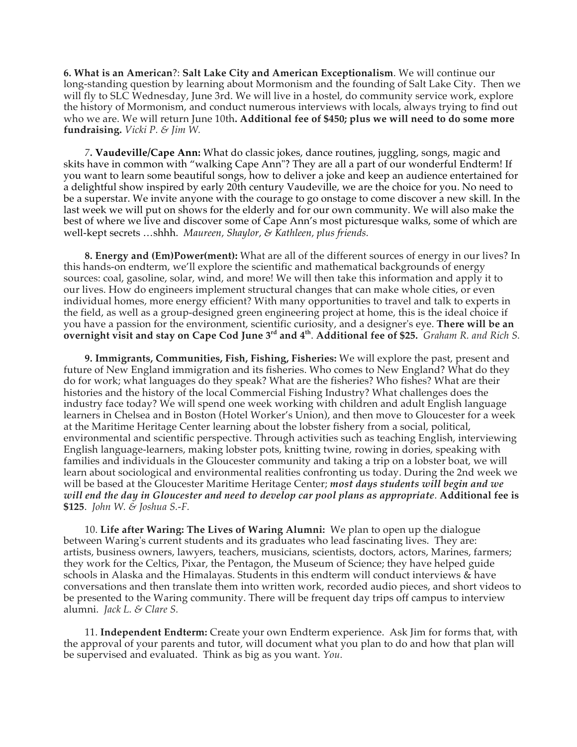**6. What is an American**?: **Salt Lake City and American Exceptionalism**. We will continue our long-standing question by learning about Mormonism and the founding of Salt Lake City. Then we will fly to SLC Wednesday, June 3rd. We will live in a hostel, do community service work, explore the history of Mormonism, and conduct numerous interviews with locals, always trying to find out who we are. We will return June 10th**. Additional fee of $450; plus we will need to do some more fundraising.** *Vicki P. & Jim W.*

*7***. Vaudeville/Cape Ann:** What do classic jokes, dance routines, juggling, songs, magic and skits have in common with "walking Cape Ann"? They are all a part of our wonderful Endterm! If you want to learn some beautiful songs, how to deliver a joke and keep an audience entertained for a delightful show inspired by early 20th century Vaudeville, we are the choice for you. No need to be a superstar. We invite anyone with the courage to go onstage to come discover a new skill. In the last week we will put on shows for the elderly and for our own community. We will also make the best of where we live and discover some of Cape Ann's most picturesque walks, some of which are well-kept secrets …shhh. *Maureen, Shaylor, & Kathleen, plus friends.*

**8. Energy and (Em)Power(ment):** What are all of the different sources of energy in our lives? In this hands-on endterm, we'll explore the scientific and mathematical backgrounds of energy sources: coal, gasoline, solar, wind, and more! We will then take this information and apply it to our lives. How do engineers implement structural changes that can make whole cities, or even individual homes, more energy efficient? With many opportunities to travel and talk to experts in the field, as well as a group-designed green engineering project at home, this is the ideal choice if you have a passion for the environment, scientific curiosity, and a designer's eye. **There will be an overnight visit and stay on Cape Cod June 3rd and 4th**. **Additional fee of $25.** *Graham R. and Rich S.*

**9. Immigrants, Communities, Fish, Fishing, Fisheries:** We will explore the past, present and future of New England immigration and its fisheries. Who comes to New England? What do they do for work; what languages do they speak? What are the fisheries? Who fishes? What are their histories and the history of the local Commercial Fishing Industry? What challenges does the industry face today? We will spend one week working with children and adult English language learners in Chelsea and in Boston (Hotel Worker's Union), and then move to Gloucester for a week at the Maritime Heritage Center learning about the lobster fishery from a social, political, environmental and scientific perspective. Through activities such as teaching English, interviewing English language-learners, making lobster pots, knitting twine, rowing in dories, speaking with families and individuals in the Gloucester community and taking a trip on a lobster boat, we will learn about sociological and environmental realities confronting us today. During the 2nd week we will be based at the Gloucester Maritime Heritage Center; ***most days students will begin and we will end the day in Gloucester and need to develop car pool plans as appropriate***. **Additional fee is $125**. *John W. & Joshua S.-F.*

10. **Life after Waring: The Lives of Waring Alumni:** We plan to open up the dialogue between Waring's current students and its graduates who lead fascinating lives. They are: artists, business owners, lawyers, teachers, musicians, scientists, doctors, actors, Marines, farmers; they work for the Celtics, Pixar, the Pentagon, the Museum of Science; they have helped guide schools in Alaska and the Himalayas. Students in this endterm will conduct interviews & have conversations and then translate them into written work, recorded audio pieces, and short videos to be presented to the Waring community. There will be frequent day trips off campus to interview alumni. *Jack L. & Clare S.*

11. **Independent Endterm:** Create your own Endterm experience. Ask Jim for forms that, with the approval of your parents and tutor, will document what you plan to do and how that plan will be supervised and evaluated. Think as big as you want. *You.*